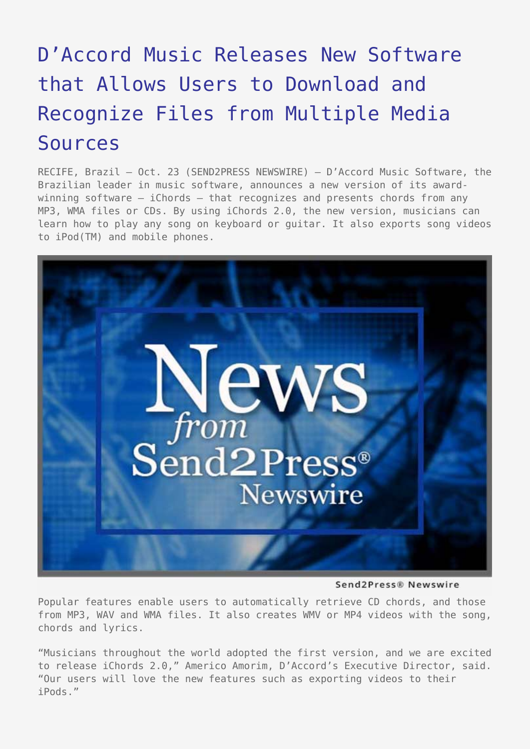# D'Accord Music Releases New Software that Allows Users to Download and Recognize Files from Multiple Media Sources

RECIFE, Brazil – Oct. 23 (SEND2PRESS NEWSWIRE) — D'Accord Music Software, the Brazilian leader in music software, announces a new version of its award-winning software – iChords – that recognizes and presents chords from any MP3, WMA files or CDs. By using iChords 2.0, the new version, musicians can learn how to play any song on keyboard or guitar. It also exports song videos to iPod(TM) and mobile phones.

Send2Press® Newswire

Popular features enable users to automatically retrieve CD chords, and those from MP3, WAV and WMA files. It also creates WMV or MP4 videos with the song, chords and lyrics.

"Musicians throughout the world adopted the first version, and we are excited to release iChords 2.0," Americo Amorim, D'Accord's Executive Director, said. "Our users will love the new features such as exporting videos to their iPods."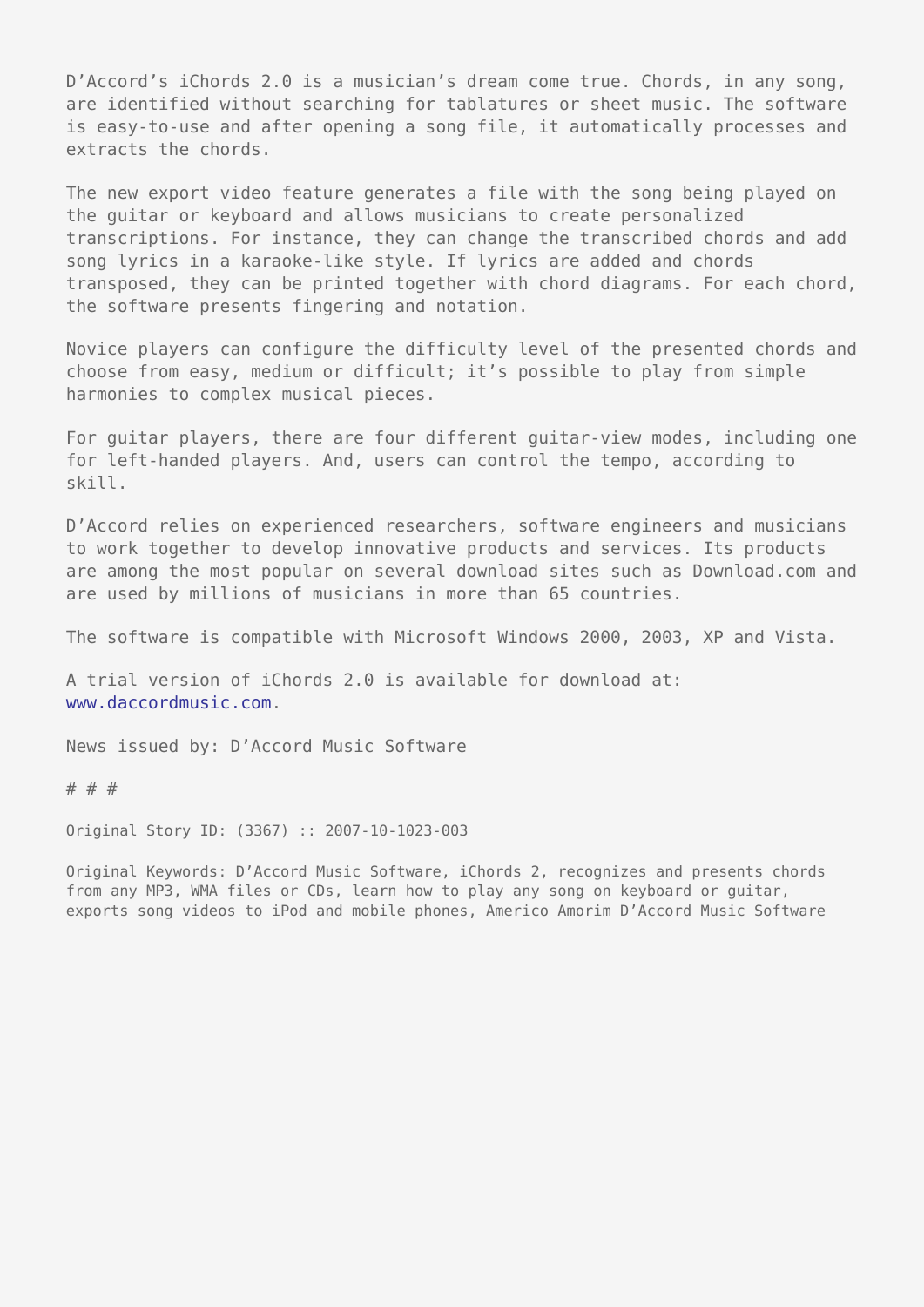D’Accord’s iChords 2.0 is a musician’s dream come true. Chords, in any song, are identified without searching for tablatures or sheet music. The software is easy-to-use and after opening a song file, it automatically processes and extracts the chords.

The new export video feature generates a file with the song being played on the guitar or keyboard and allows musicians to create personalized transcriptions. For instance, they can change the transcribed chords and add song lyrics in a karaoke-like style. If lyrics are added and chords transposed, they can be printed together with chord diagrams. For each chord, the software presents fingering and notation.

Novice players can configure the difficulty level of the presented chords and choose from easy, medium or difficult; it’s possible to play from simple harmonies to complex musical pieces.

For guitar players, there are four different guitar-view modes, including one for left-handed players. And, users can control the tempo, according to skill.

D’Accord relies on experienced researchers, software engineers and musicians to work together to develop innovative products and services. Its products are among the most popular on several download sites such as Download.com and are used by millions of musicians in more than 65 countries.

The software is compatible with Microsoft Windows 2000, 2003, XP and Vista.

A trial version of iChords 2.0 is available for download at: www.daccordmusic.com.

News issued by: D’Accord Music Software

# # #

Original Story ID: (3367) :: 2007-10-1023-003

Original Keywords: D’Accord Music Software, iChords 2, recognizes and presents chords from any MP3, WMA files or CDs, learn how to play any song on keyboard or guitar, exports song videos to iPod and mobile phones, Americo Amorim D’Accord Music Software